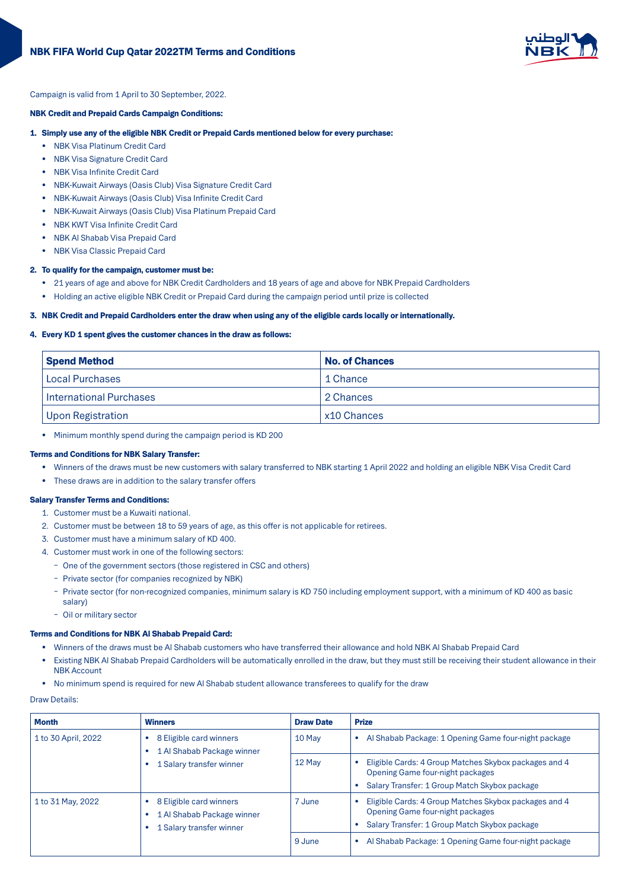# NBK FIFA World Cup Qatar 2022TM Terms and Conditions

Campaign is valid from 1 April to 30 September, 2022.

**NBK Credit and Prepaid Cards Campaign Conditions:**

**1. Simply use any of the eligible NBK Credit or Prepaid Cards mentioned below for every purchase:**

- NBK Visa Platinum Credit Card
- NBK Visa Signature Credit Card
- NBK Visa Infinite Credit Card
- NBK-Kuwait Airways (Oasis Club) Visa Signature Credit Card
- NBK-Kuwait Airways (Oasis Club) Visa Infinite Credit Card
- NBK-Kuwait Airways (Oasis Club) Visa Platinum Prepaid Card
- NBK KWT Visa Infinite Credit Card
- NBK Al Shabab Visa Prepaid Card
- NBK Visa Classic Prepaid Card

**2. To qualify for the campaign, customer must be:**

- 21 years of age and above for NBK Credit Cardholders and 18 years of age and above for NBK Prepaid Cardholders
- Holding an active eligible NBK Credit or Prepaid Card during the campaign period until prize is collected

**3. NBK Credit and Prepaid Cardholders enter the draw when using any of the eligible cards locally or internationally.**

**4. Every KD 1 spent gives the customer chances in the draw as follows:**

| Spend Method | No. of Chances |
|---|---|
| Local Purchases | 1 Chance |
| International Purchases | 2 Chances |
| Upon Registration | x10 Chances |

- Minimum monthly spend during the campaign period is KD 200

**Terms and Conditions for NBK Salary Transfer:**

- Winners of the draws must be new customers with salary transferred to NBK starting 1 April 2022 and holding an eligible NBK Visa Credit Card
- These draws are in addition to the salary transfer offers

**Salary Transfer Terms and Conditions:**

1. Customer must be a Kuwaiti national.
2. Customer must be between 18 to 59 years of age, as this offer is not applicable for retirees.
3. Customer must have a minimum salary of KD 400.
4. Customer must work in one of the following sectors:
   - One of the government sectors (those registered in CSC and others)
   - Private sector (for companies recognized by NBK)
   - Private sector (for non-recognized companies, minimum salary is KD 750 including employment support, with a minimum of KD 400 as basic salary)
   - Oil or military sector

**Terms and Conditions for NBK Al Shabab Prepaid Card:**

- Winners of the draws must be Al Shabab customers who have transferred their allowance and hold NBK Al Shabab Prepaid Card
- Existing NBK Al Shabab Prepaid Cardholders will be automatically enrolled in the draw, but they must still be receiving their student allowance in their NBK Account
- No minimum spend is required for new Al Shabab student allowance transferees to qualify for the draw

Draw Details:

| Month | Winners | Draw Date | Prize |
|---|---|---|---|
| 1 to 30 April, 2022 | • 8 Eligible card winners<br>• 1 Al Shabab Package winner<br>• 1 Salary transfer winner | 10 May | • Al Shabab Package: 1 Opening Game four-night package |
| | | 12 May | • Eligible Cards: 4 Group Matches Skybox packages and 4 Opening Game four-night packages<br>• Salary Transfer: 1 Group Match Skybox package |
| 1 to 31 May, 2022 | • 8 Eligible card winners<br>• 1 Al Shabab Package winner<br>• 1 Salary transfer winner | 7 June | • Eligible Cards: 4 Group Matches Skybox packages and 4 Opening Game four-night packages<br>• Salary Transfer: 1 Group Match Skybox package |
| | | 9 June | • Al Shabab Package: 1 Opening Game four-night package |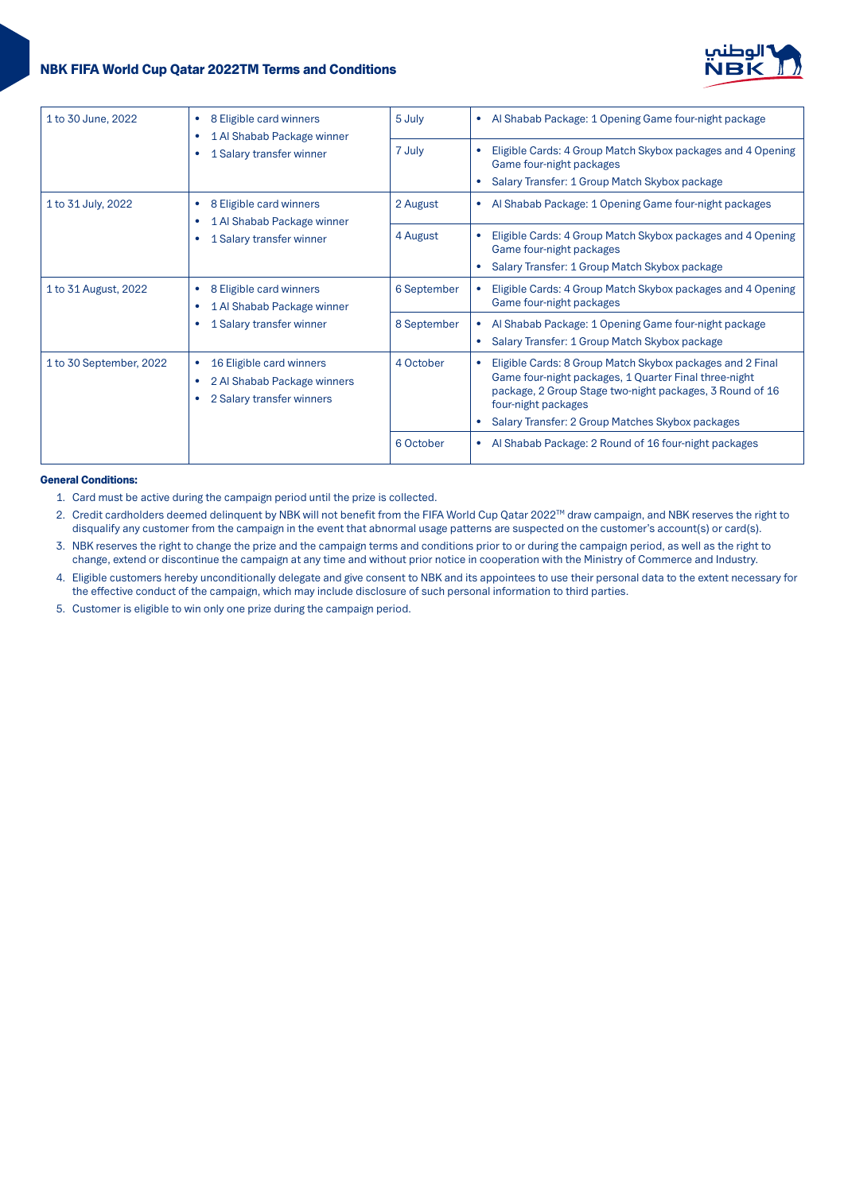| | | | |
|---|---|---|---|
| 1 to 30 June, 2022 | • 8 Eligible card winners<br>• 1 Al Shabab Package winner<br>• 1 Salary transfer winner | 5 July | • Al Shabab Package: 1 Opening Game four-night package |
| | | 7 July | • Eligible Cards: 4 Group Match Skybox packages and 4 Opening Game four-night packages<br>• Salary Transfer: 1 Group Match Skybox package |
| 1 to 31 July, 2022 | • 8 Eligible card winners<br>• 1 Al Shabab Package winner<br>• 1 Salary transfer winner | 2 August | • Al Shabab Package: 1 Opening Game four-night packages |
| | | 4 August | • Eligible Cards: 4 Group Match Skybox packages and 4 Opening Game four-night packages<br>• Salary Transfer: 1 Group Match Skybox package |
| 1 to 31 August, 2022 | • 8 Eligible card winners<br>• 1 Al Shabab Package winner<br>• 1 Salary transfer winner | 6 September | • Eligible Cards: 4 Group Match Skybox packages and 4 Opening Game four-night packages |
| | | 8 September | • Al Shabab Package: 1 Opening Game four-night package<br>• Salary Transfer: 1 Group Match Skybox package |
| 1 to 30 September, 2022 | • 16 Eligible card winners<br>• 2 Al Shabab Package winners<br>• 2 Salary transfer winners | 4 October | • Eligible Cards: 8 Group Match Skybox packages and 2 Final Game four-night packages, 1 Quarter Final three-night package, 2 Group Stage two-night packages, 3 Round of 16 four-night packages<br>• Salary Transfer: 2 Group Matches Skybox packages |
| | | 6 October | • Al Shabab Package: 2 Round of 16 four-night packages |

**General Conditions:**

1. Card must be active during the campaign period until the prize is collected.
2. Credit cardholders deemed delinquent by NBK will not benefit from the FIFA World Cup Qatar 2022™ draw campaign, and NBK reserves the right to disqualify any customer from the campaign in the event that abnormal usage patterns are suspected on the customer's account(s) or card(s).
3. NBK reserves the right to change the prize and the campaign terms and conditions prior to or during the campaign period, as well as the right to change, extend or discontinue the campaign at any time and without prior notice in cooperation with the Ministry of Commerce and Industry.
4. Eligible customers hereby unconditionally delegate and give consent to NBK and its appointees to use their personal data to the extent necessary for the effective conduct of the campaign, which may include disclosure of such personal information to third parties.
5. Customer is eligible to win only one prize during the campaign period.